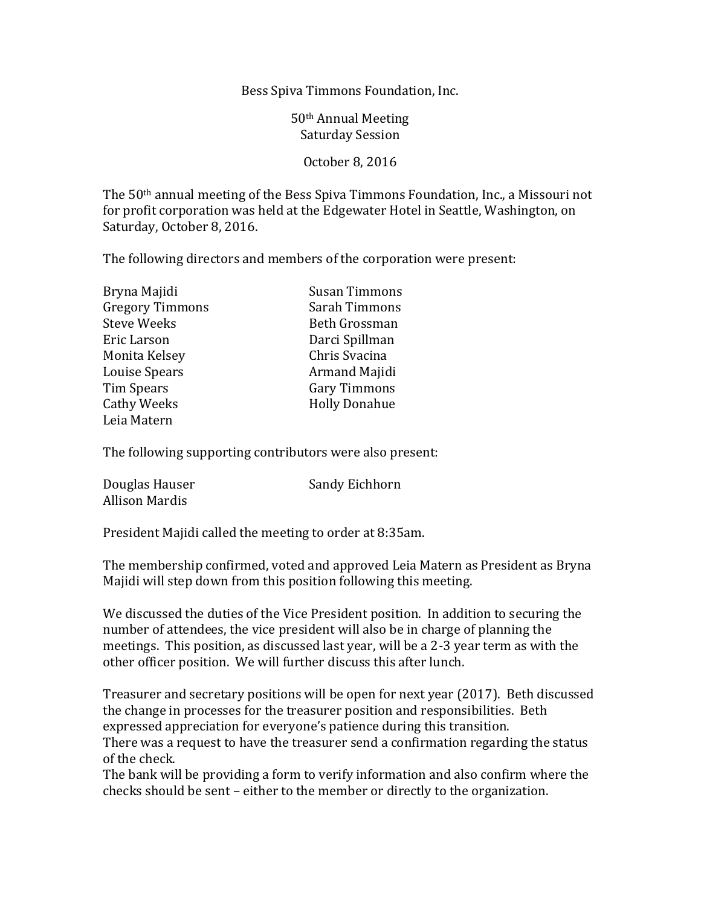# Bess Spiva Timmons Foundation, Inc.

## 50th Annual Meeting
## Saturday Session

October 8, 2016

The 50th annual meeting of the Bess Spiva Timmons Foundation, Inc., a Missouri not for profit corporation was held at the Edgewater Hotel in Seattle, Washington, on Saturday, October 8, 2016.

The following directors and members of the corporation were present:

| | |
|---|---|
| Bryna Majidi | Susan Timmons |
| Gregory Timmons | Sarah Timmons |
| Steve Weeks | Beth Grossman |
| Eric Larson | Darci Spillman |
| Monita Kelsey | Chris Svacina |
| Louise Spears | Armand Majidi |
| Tim Spears | Gary Timmons |
| Cathy Weeks | Holly Donahue |
| Leia Matern | |

The following supporting contributors were also present:

| | |
|---|---|
| Douglas Hauser | Sandy Eichhorn |
| Allison Mardis | |

President Majidi called the meeting to order at 8:35am.

The membership confirmed, voted and approved Leia Matern as President as Bryna Majidi will step down from this position following this meeting.

We discussed the duties of the Vice President position. In addition to securing the number of attendees, the vice president will also be in charge of planning the meetings. This position, as discussed last year, will be a 2-3 year term as with the other officer position. We will further discuss this after lunch.

Treasurer and secretary positions will be open for next year (2017). Beth discussed the change in processes for the treasurer position and responsibilities. Beth expressed appreciation for everyone's patience during this transition.
There was a request to have the treasurer send a confirmation regarding the status of the check.
The bank will be providing a form to verify information and also confirm where the checks should be sent – either to the member or directly to the organization.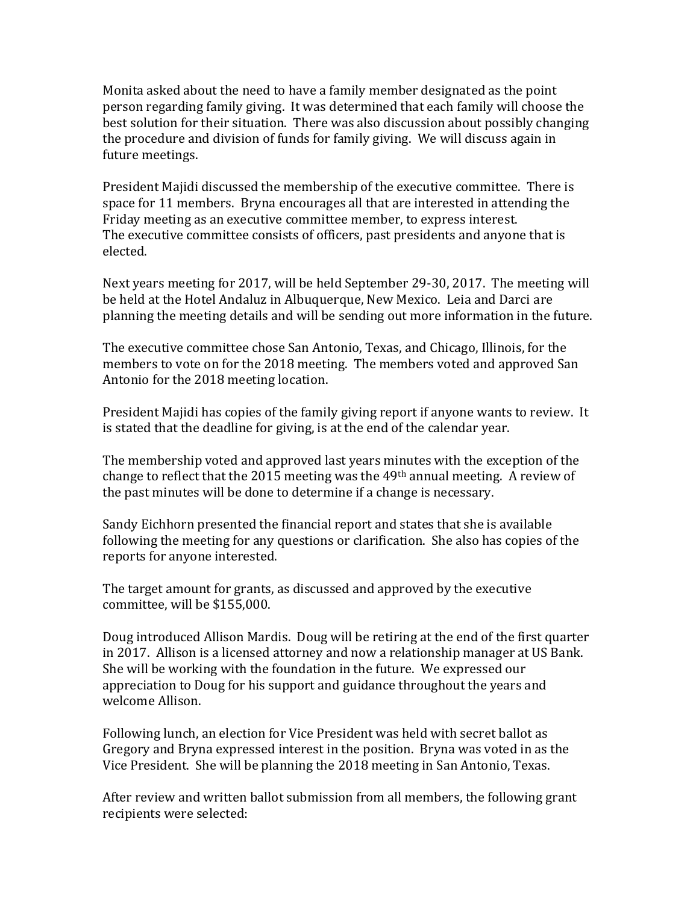Monita asked about the need to have a family member designated as the point person regarding family giving. It was determined that each family will choose the best solution for their situation. There was also discussion about possibly changing the procedure and division of funds for family giving. We will discuss again in future meetings.

President Majidi discussed the membership of the executive committee. There is space for 11 members. Bryna encourages all that are interested in attending the Friday meeting as an executive committee member, to express interest.
The executive committee consists of officers, past presidents and anyone that is elected.

Next years meeting for 2017, will be held September 29-30, 2017. The meeting will be held at the Hotel Andaluz in Albuquerque, New Mexico. Leia and Darci are planning the meeting details and will be sending out more information in the future.

The executive committee chose San Antonio, Texas, and Chicago, Illinois, for the members to vote on for the 2018 meeting. The members voted and approved San Antonio for the 2018 meeting location.

President Majidi has copies of the family giving report if anyone wants to review. It is stated that the deadline for giving, is at the end of the calendar year.

The membership voted and approved last years minutes with the exception of the change to reflect that the 2015 meeting was the 49th annual meeting. A review of the past minutes will be done to determine if a change is necessary.

Sandy Eichhorn presented the financial report and states that she is available following the meeting for any questions or clarification. She also has copies of the reports for anyone interested.

The target amount for grants, as discussed and approved by the executive committee, will be $155,000.

Doug introduced Allison Mardis. Doug will be retiring at the end of the first quarter in 2017. Allison is a licensed attorney and now a relationship manager at US Bank. She will be working with the foundation in the future. We expressed our appreciation to Doug for his support and guidance throughout the years and welcome Allison.

Following lunch, an election for Vice President was held with secret ballot as Gregory and Bryna expressed interest in the position. Bryna was voted in as the Vice President. She will be planning the 2018 meeting in San Antonio, Texas.

After review and written ballot submission from all members, the following grant recipients were selected: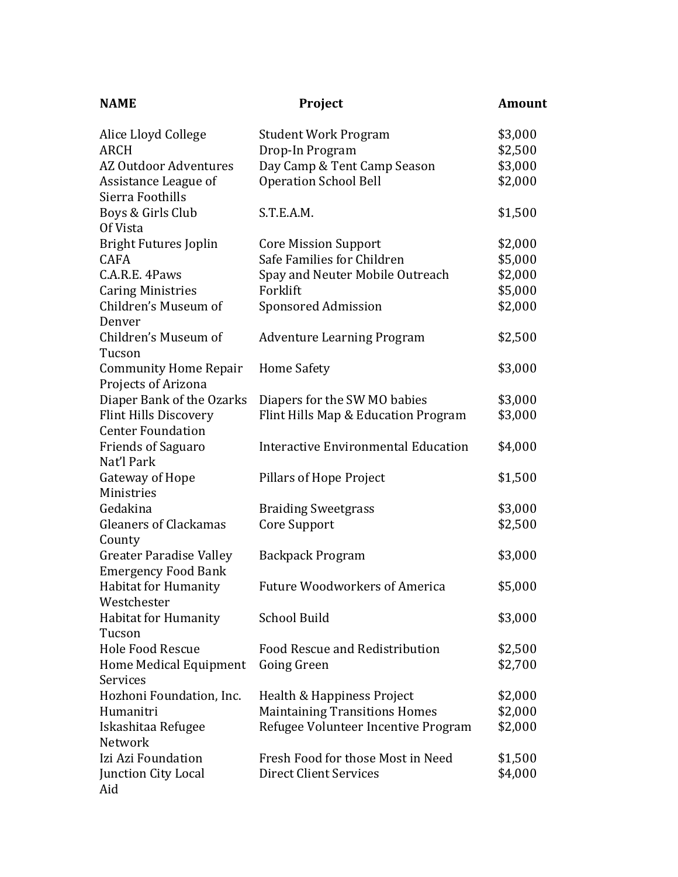| NAME | Project | Amount |
|---|---|---|
| Alice Lloyd College | Student Work Program | $3,000 |
| ARCH | Drop-In Program | $2,500 |
| AZ Outdoor Adventures | Day Camp & Tent Camp Season | $3,000 |
| Assistance League of Sierra Foothills | Operation School Bell | $2,000 |
| Boys & Girls Club Of Vista | S.T.E.A.M. | $1,500 |
| Bright Futures Joplin | Core Mission Support | $2,000 |
| CAFA | Safe Families for Children | $5,000 |
| C.A.R.E. 4Paws | Spay and Neuter Mobile Outreach | $2,000 |
| Caring Ministries | Forklift | $5,000 |
| Children's Museum of Denver | Sponsored Admission | $2,000 |
| Children's Museum of Tucson | Adventure Learning Program | $2,500 |
| Community Home Repair Projects of Arizona | Home Safety | $3,000 |
| Diaper Bank of the Ozarks | Diapers for the SW MO babies | $3,000 |
| Flint Hills Discovery Center Foundation | Flint Hills Map & Education Program | $3,000 |
| Friends of Saguaro Nat'l Park | Interactive Environmental Education | $4,000 |
| Gateway of Hope Ministries | Pillars of Hope Project | $1,500 |
| Gedakina | Braiding Sweetgrass | $3,000 |
| Gleaners of Clackamas County | Core Support | $2,500 |
| Greater Paradise Valley Emergency Food Bank | Backpack Program | $3,000 |
| Habitat for Humanity Westchester | Future Woodworkers of America | $5,000 |
| Habitat for Humanity Tucson | School Build | $3,000 |
| Hole Food Rescue | Food Rescue and Redistribution | $2,500 |
| Home Medical Equipment Services | Going Green | $2,700 |
| Hozhoni Foundation, Inc. | Health & Happiness Project | $2,000 |
| Humanitri | Maintaining Transitions Homes | $2,000 |
| Iskashitaa Refugee Network | Refugee Volunteer Incentive Program | $2,000 |
| Izi Azi Foundation | Fresh Food for those Most in Need | $1,500 |
| Junction City Local Aid | Direct Client Services | $4,000 |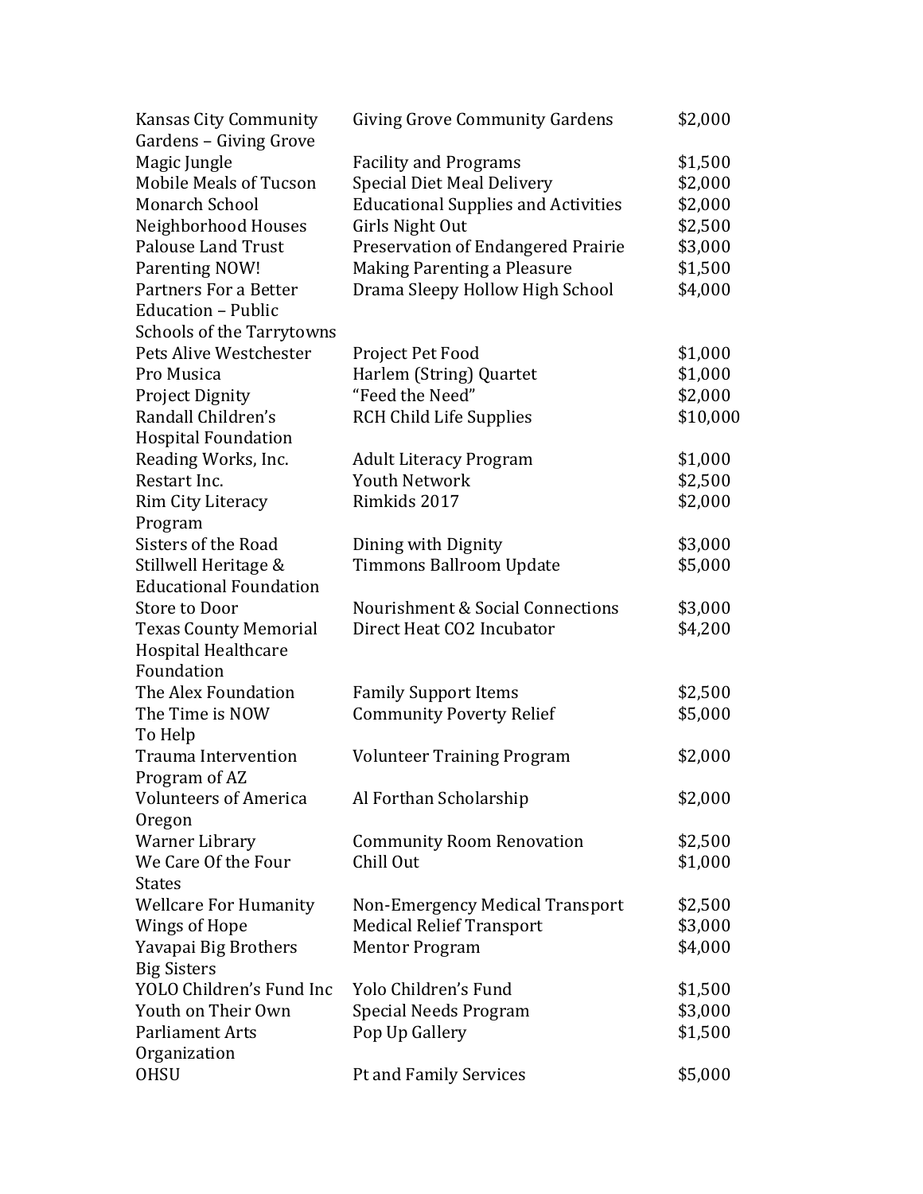| | | |
|---|---|---|
| Kansas City Community Gardens – Giving Grove | Giving Grove Community Gardens | $2,000 |
| Magic Jungle | Facility and Programs | $1,500 |
| Mobile Meals of Tucson | Special Diet Meal Delivery | $2,000 |
| Monarch School | Educational Supplies and Activities | $2,000 |
| Neighborhood Houses | Girls Night Out | $2,500 |
| Palouse Land Trust | Preservation of Endangered Prairie | $3,000 |
| Parenting NOW! | Making Parenting a Pleasure | $1,500 |
| Partners For a Better Education – Public Schools of the Tarrytowns | Drama Sleepy Hollow High School | $4,000 |
| Pets Alive Westchester | Project Pet Food | $1,000 |
| Pro Musica | Harlem (String) Quartet | $1,000 |
| Project Dignity | "Feed the Need" | $2,000 |
| Randall Children's Hospital Foundation | RCH Child Life Supplies | $10,000 |
| Reading Works, Inc. | Adult Literacy Program | $1,000 |
| Restart Inc. | Youth Network | $2,500 |
| Rim City Literacy Program | Rimkids 2017 | $2,000 |
| Sisters of the Road | Dining with Dignity | $3,000 |
| Stillwell Heritage & Educational Foundation | Timmons Ballroom Update | $5,000 |
| Store to Door | Nourishment & Social Connections | $3,000 |
| Texas County Memorial Hospital Healthcare Foundation | Direct Heat CO2 Incubator | $4,200 |
| The Alex Foundation | Family Support Items | $2,500 |
| The Time is NOW To Help | Community Poverty Relief | $5,000 |
| Trauma Intervention Program of AZ | Volunteer Training Program | $2,000 |
| Volunteers of America Oregon | Al Forthan Scholarship | $2,000 |
| Warner Library | Community Room Renovation | $2,500 |
| We Care Of the Four States | Chill Out | $1,000 |
| Wellcare For Humanity | Non-Emergency Medical Transport | $2,500 |
| Wings of Hope | Medical Relief Transport | $3,000 |
| Yavapai Big Brothers Big Sisters | Mentor Program | $4,000 |
| YOLO Children's Fund Inc | Yolo Children's Fund | $1,500 |
| Youth on Their Own | Special Needs Program | $3,000 |
| Parliament Arts Organization | Pop Up Gallery | $1,500 |
| OHSU | Pt and Family Services | $5,000 |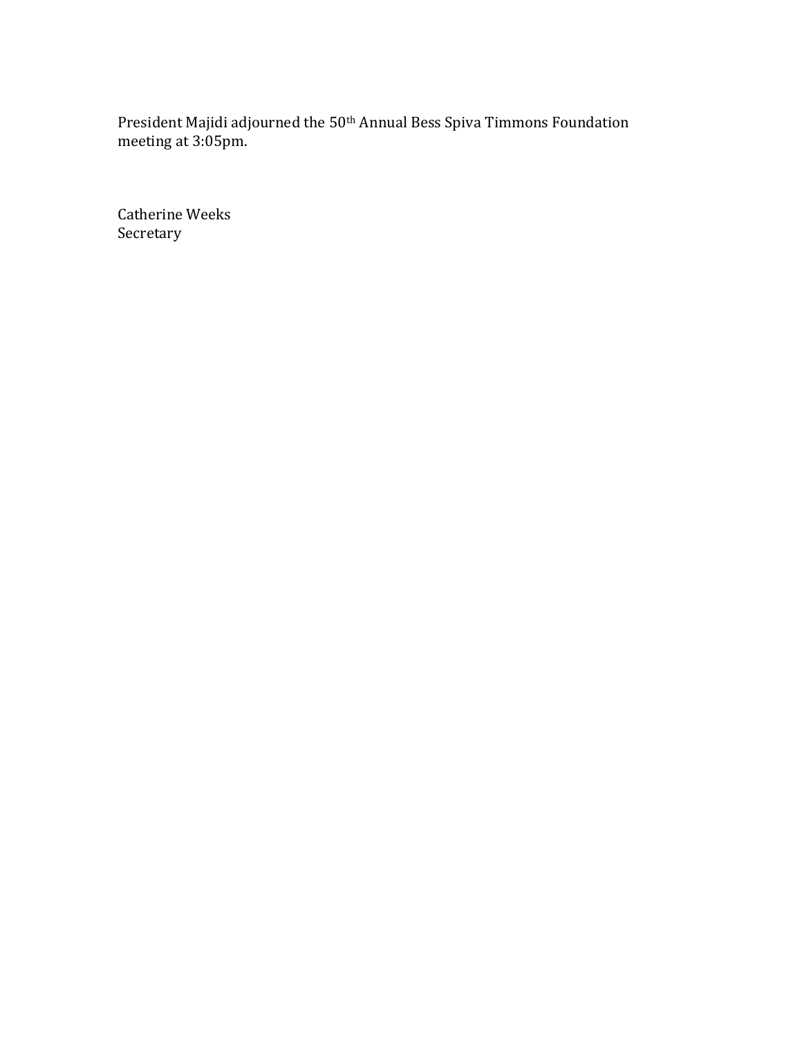President Majidi adjourned the 50th Annual Bess Spiva Timmons Foundation meeting at 3:05pm.

Catherine Weeks
Secretary